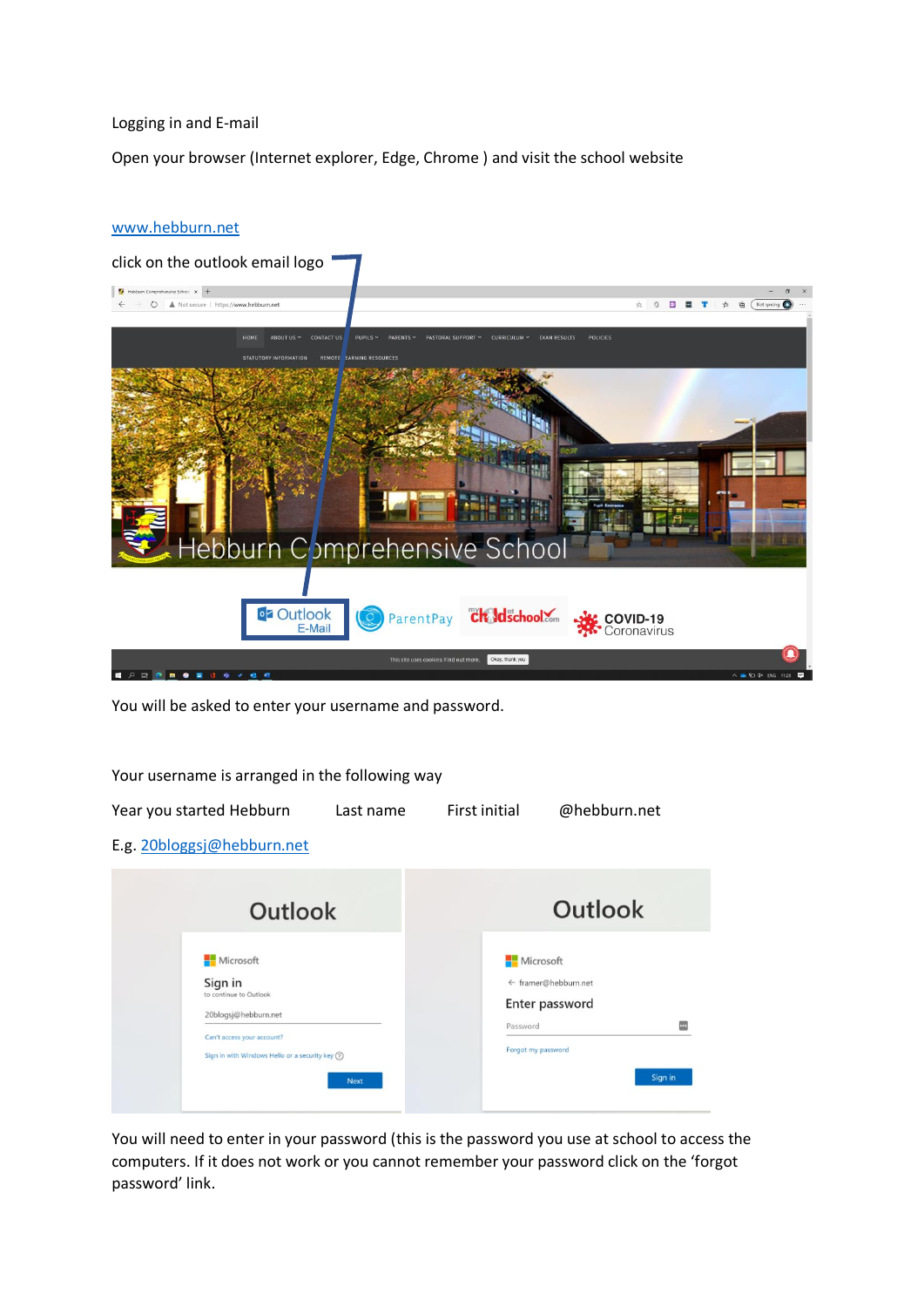Logging in and E-mail

Open your browser (Internet explorer, Edge, Chrome ) and visit the school website

www.hebburn.net

click on the outlook email logo

You will be asked to enter your username and password.

Your username is arranged in the following way

Year you started Hebburn        Last name        First initial        @hebburn.net

E.g. 20bloggsj@hebburn.net

You will need to enter in your password (this is the password you use at school to access the computers. If it does not work or you cannot remember your password click on the 'forgot password' link.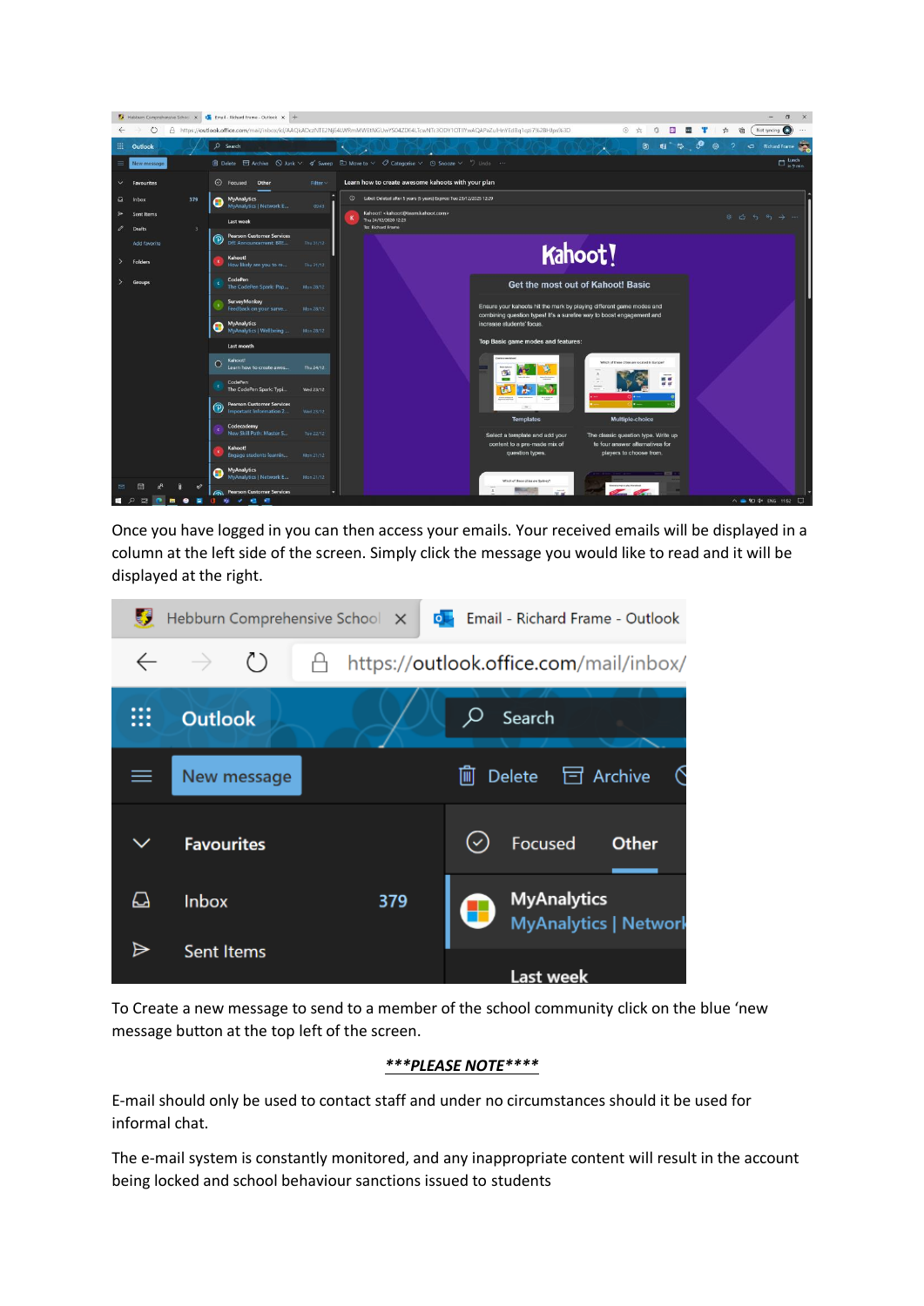Once you have logged in you can then access your emails. Your received emails will be displayed in a column at the left side of the screen. Simply click the message you would like to read and it will be displayed at the right.

To Create a new message to send to a member of the school community click on the blue 'new message button at the top left of the screen.

***PLEASE NOTE****

E-mail should only be used to contact staff and under no circumstances should it be used for informal chat.

The e-mail system is constantly monitored, and any inappropriate content will result in the account being locked and school behaviour sanctions issued to students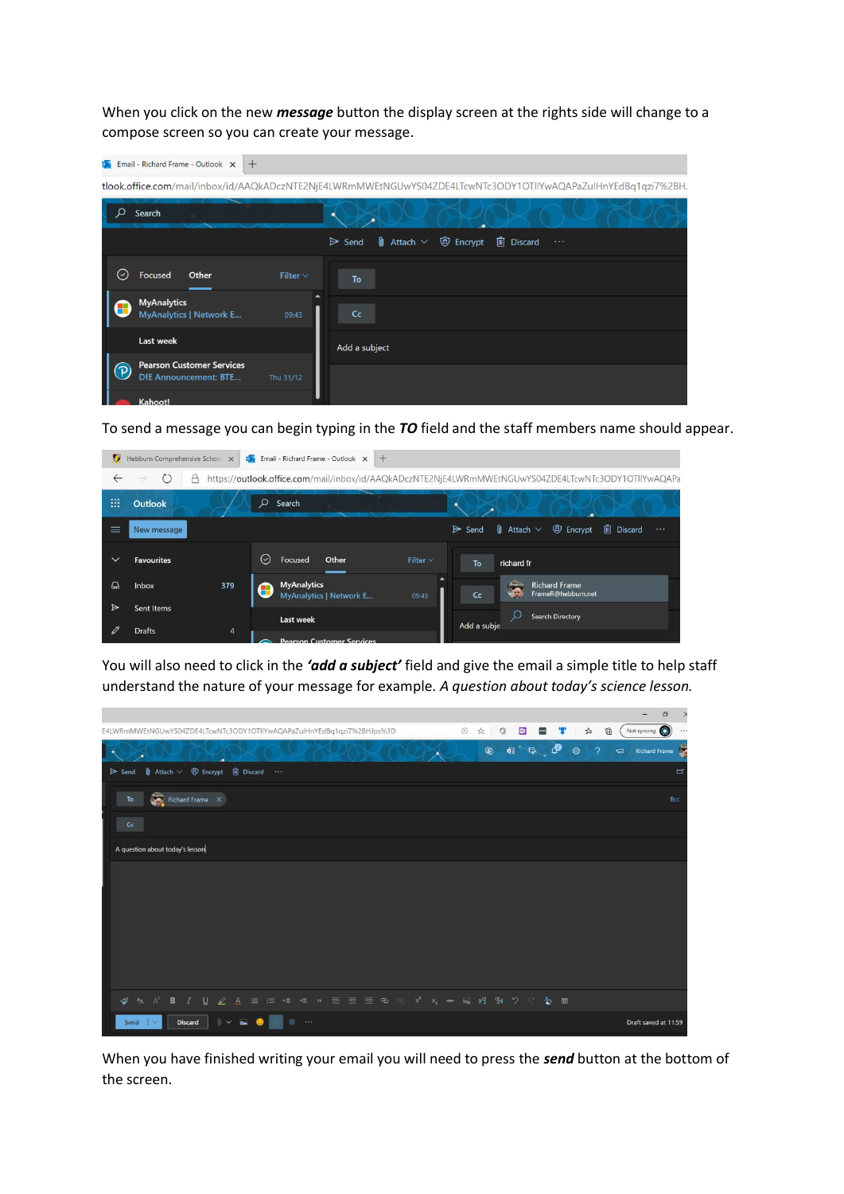When you click on the new ***message*** button the display screen at the rights side will change to a compose screen so you can create your message.

To send a message you can begin typing in the ***TO*** field and the staff members name should appear.

You will also need to click in the ***'add a subject'*** field and give the email a simple title to help staff understand the nature of your message for example. *A question about today's science lesson.*

When you have finished writing your email you will need to press the ***send*** button at the bottom of the screen.